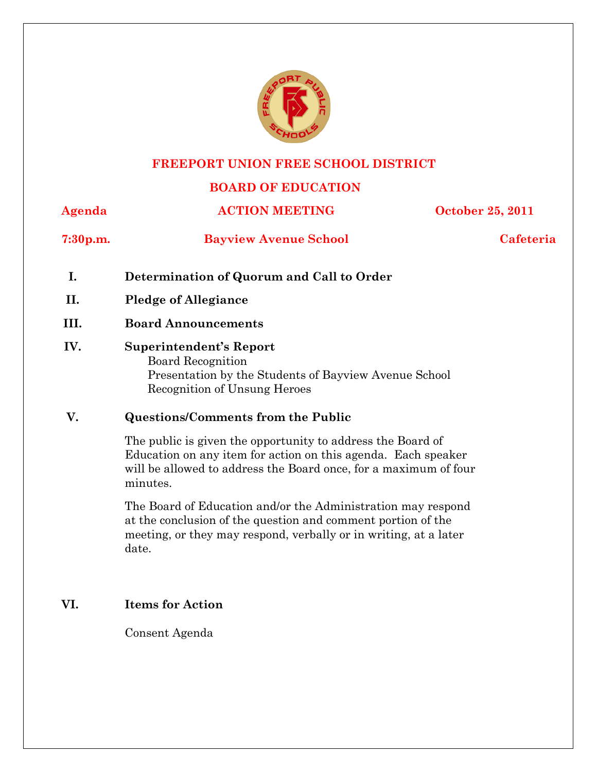# FREEPORT UNION FREE SCHOOL DISTRICT

## BOARD OF EDUCATION

**Agenda** | **ACTION MEETING** | **October 25, 2011**

**7:30p.m.** | **Bayview Avenue School** | **Cafeteria**

**I. Determination of Quorum and Call to Order**

**II. Pledge of Allegiance**

**III. Board Announcements**

**IV. Superintendent's Report**

Board Recognition
Presentation by the Students of Bayview Avenue School
Recognition of Unsung Heroes

**V. Questions/Comments from the Public**

The public is given the opportunity to address the Board of Education on any item for action on this agenda. Each speaker will be allowed to address the Board once, for a maximum of four minutes.

The Board of Education and/or the Administration may respond at the conclusion of the question and comment portion of the meeting, or they may respond, verbally or in writing, at a later date.

**VI. Items for Action**

Consent Agenda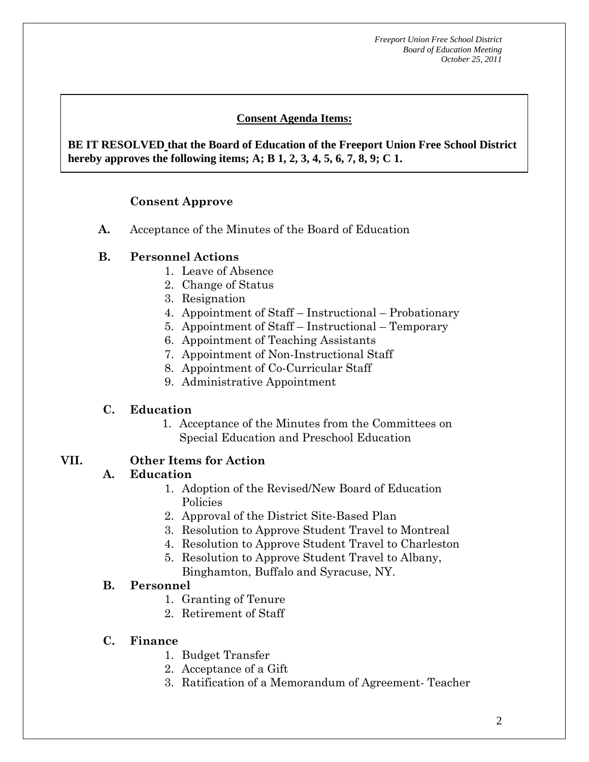**Consent Agenda Items:**

**BE IT RESOLVED that the Board of Education of the Freeport Union Free School District hereby approves the following items; A; B 1, 2, 3, 4, 5, 6, 7, 8, 9; C 1.**

**Consent Approve**

**A.** Acceptance of the Minutes of the Board of Education

**B. Personnel Actions**

1. Leave of Absence
2. Change of Status
3. Resignation
4. Appointment of Staff – Instructional – Probationary
5. Appointment of Staff – Instructional – Temporary
6. Appointment of Teaching Assistants
7. Appointment of Non-Instructional Staff
8. Appointment of Co-Curricular Staff
9. Administrative Appointment

**C. Education**

1. Acceptance of the Minutes from the Committees on Special Education and Preschool Education

## VII. Other Items for Action

**A. Education**

1. Adoption of the Revised/New Board of Education Policies
2. Approval of the District Site-Based Plan
3. Resolution to Approve Student Travel to Montreal
4. Resolution to Approve Student Travel to Charleston
5. Resolution to Approve Student Travel to Albany, Binghamton, Buffalo and Syracuse, NY.

**B. Personnel**

1. Granting of Tenure
2. Retirement of Staff

**C. Finance**

1. Budget Transfer
2. Acceptance of a Gift
3. Ratification of a Memorandum of Agreement- Teacher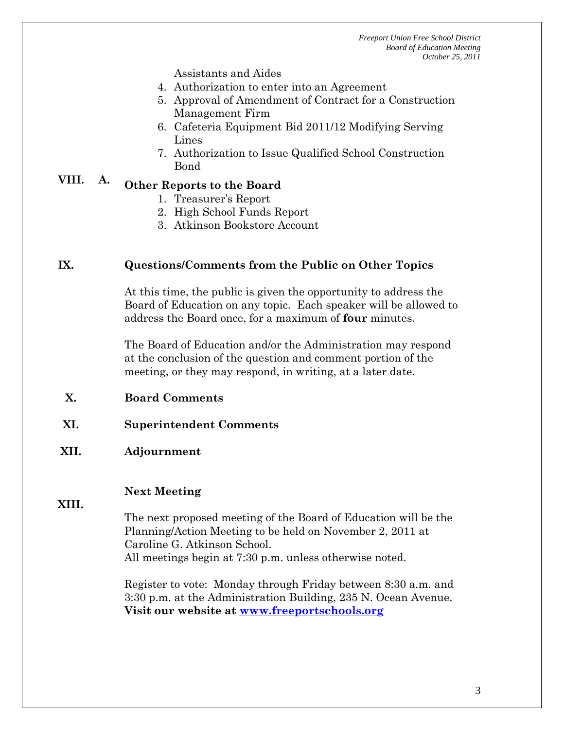Assistants and Aides

4. Authorization to enter into an Agreement
5. Approval of Amendment of Contract for a Construction Management Firm
6. Cafeteria Equipment Bid 2011/12 Modifying Serving Lines
7. Authorization to Issue Qualified School Construction Bond

## VIII. A. Other Reports to the Board

1. Treasurer's Report
2. High School Funds Report
3. Atkinson Bookstore Account

## IX. Questions/Comments from the Public on Other Topics

At this time, the public is given the opportunity to address the Board of Education on any topic. Each speaker will be allowed to address the Board once, for a maximum of **four** minutes.

The Board of Education and/or the Administration may respond at the conclusion of the question and comment portion of the meeting, or they may respond, in writing, at a later date.

## X. Board Comments

## XI. Superintendent Comments

## XII. Adjournment

## XIII. Next Meeting

The next proposed meeting of the Board of Education will be the Planning/Action Meeting to be held on November 2, 2011 at Caroline G. Atkinson School.
All meetings begin at 7:30 p.m. unless otherwise noted.

Register to vote: Monday through Friday between 8:30 a.m. and 3:30 p.m. at the Administration Building, 235 N. Ocean Avenue.
**Visit our website at [www.freeportschools.org](http://www.freeportschools.org)**